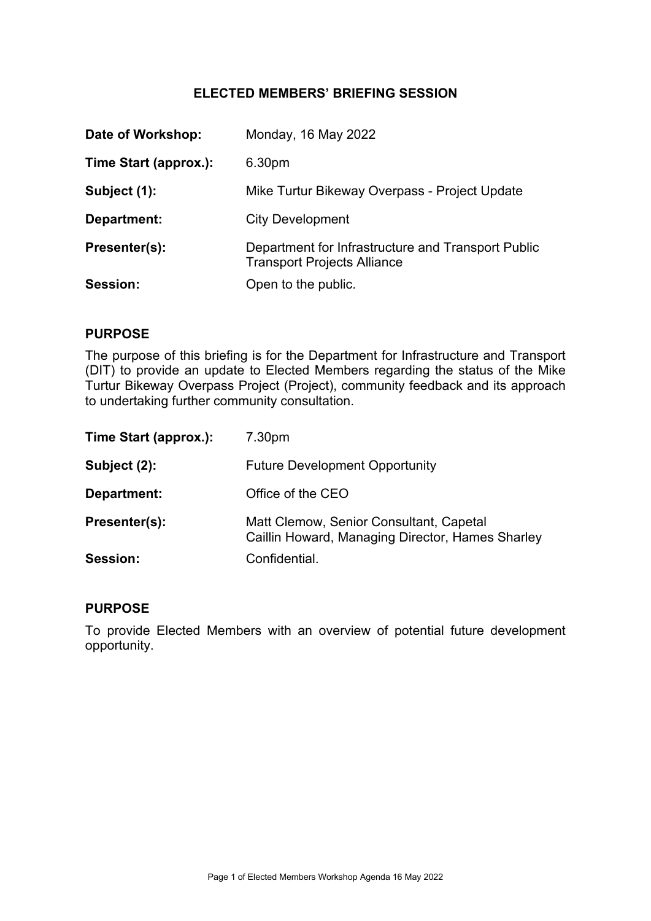# ELECTED MEMBERS' BRIEFING SESSION

| | |
|---|---|
| **Date of Workshop:** | Monday, 16 May 2022 |
| **Time Start (approx.):** | 6.30pm |
| **Subject (1):** | Mike Turtur Bikeway Overpass - Project Update |
| **Department:** | City Development |
| **Presenter(s):** | Department for Infrastructure and Transport Public Transport Projects Alliance |
| **Session:** | Open to the public. |

## PURPOSE

The purpose of this briefing is for the Department for Infrastructure and Transport (DIT) to provide an update to Elected Members regarding the status of the Mike Turtur Bikeway Overpass Project (Project), community feedback and its approach to undertaking further community consultation.

| | |
|---|---|
| **Time Start (approx.):** | 7.30pm |
| **Subject (2):** | Future Development Opportunity |
| **Department:** | Office of the CEO |
| **Presenter(s):** | Matt Clemow, Senior Consultant, Capetal<br>Caillin Howard, Managing Director, Hames Sharley |
| **Session:** | Confidential. |

## PURPOSE

To provide Elected Members with an overview of potential future development opportunity.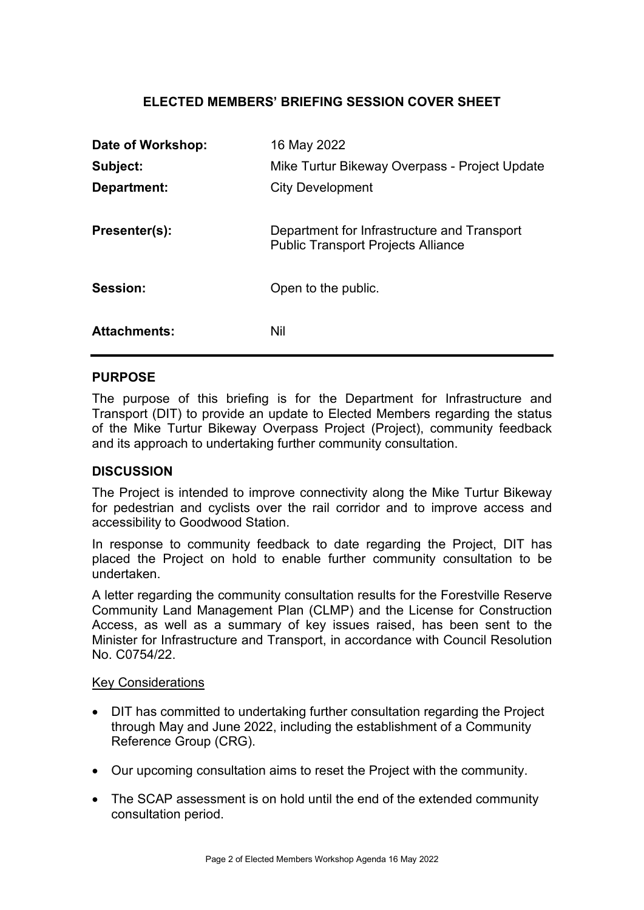## ELECTED MEMBERS' BRIEFING SESSION COVER SHEET

| | |
|---|---|
| **Date of Workshop:** | 16 May 2022 |
| **Subject:** | Mike Turtur Bikeway Overpass - Project Update |
| **Department:** | City Development |
| **Presenter(s):** | Department for Infrastructure and Transport<br>Public Transport Projects Alliance |
| **Session:** | Open to the public. |
| **Attachments:** | Nil |

### PURPOSE

The purpose of this briefing is for the Department for Infrastructure and Transport (DIT) to provide an update to Elected Members regarding the status of the Mike Turtur Bikeway Overpass Project (Project), community feedback and its approach to undertaking further community consultation.

### DISCUSSION

The Project is intended to improve connectivity along the Mike Turtur Bikeway for pedestrian and cyclists over the rail corridor and to improve access and accessibility to Goodwood Station.

In response to community feedback to date regarding the Project, DIT has placed the Project on hold to enable further community consultation to be undertaken.

A letter regarding the community consultation results for the Forestville Reserve Community Land Management Plan (CLMP) and the License for Construction Access, as well as a summary of key issues raised, has been sent to the Minister for Infrastructure and Transport, in accordance with Council Resolution No. C0754/22.

Key Considerations

- DIT has committed to undertaking further consultation regarding the Project through May and June 2022, including the establishment of a Community Reference Group (CRG).
- Our upcoming consultation aims to reset the Project with the community.
- The SCAP assessment is on hold until the end of the extended community consultation period.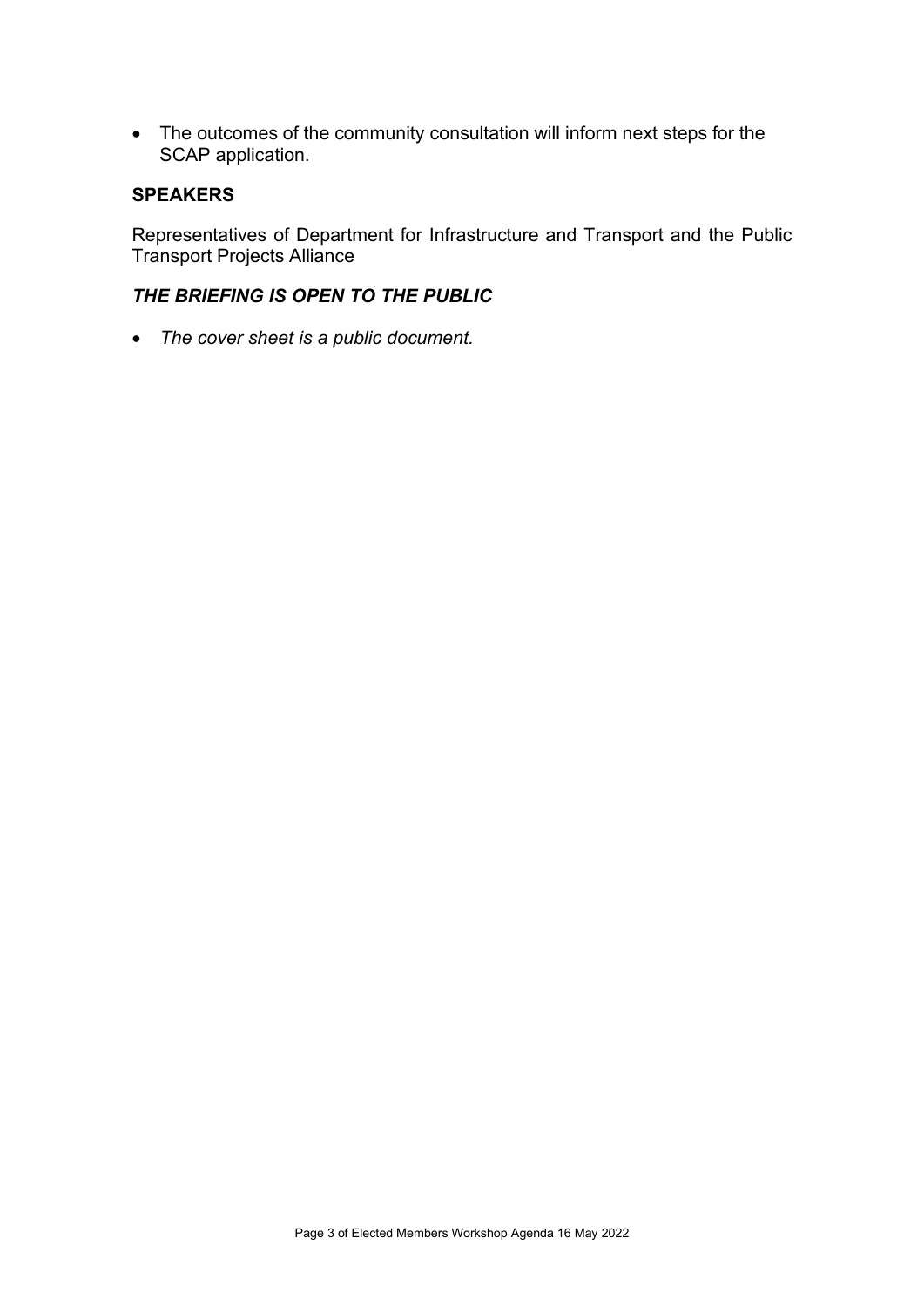- The outcomes of the community consultation will inform next steps for the SCAP application.

**SPEAKERS**

Representatives of Department for Infrastructure and Transport and the Public Transport Projects Alliance

***THE BRIEFING IS OPEN TO THE PUBLIC***

- *The cover sheet is a public document.*